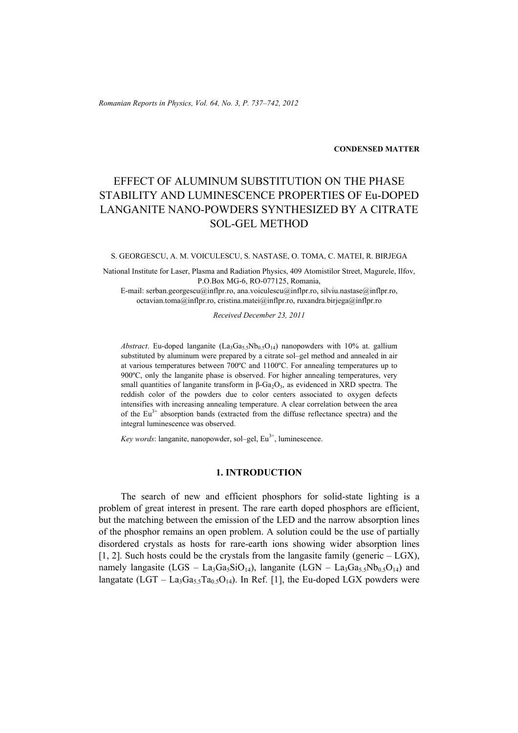CONDENSED MATTER

# EFFECT OF ALUMINUM SUBSTITUTION ON THE PHASE STABILITY AND LUMINESCENCE PROPERTIES OF Eu-DOPED LANGANITE NANO-POWDERS SYNTHESIZED BY A CITRATE SOL-GEL METHOD

S. GEORGESCU, A. M. VOICULESCU, S. NASTASE, O. TOMA, C. MATEI, R. BIRJEGA

National Institute for Laser, Plasma and Radiation Physics, 409 Atomistilor Street, Magurele, Ilfov, P.O.Box MG-6, RO-077125, Romania,
E-mail: serban.georgescu@inflpr.ro, ana.voiculescu@inflpr.ro, silviu.nastase@inflpr.ro, octavian.toma@inflpr.ro, cristina.matei@inflpr.ro, ruxandra.birjega@inflpr.ro

*Received December 23, 2011*

*Abstract*. Eu-doped langanite ($La_3Ga_{5.5}Nb_{0.5}O_{14}$) nanopowders with 10% at. gallium substituted by aluminum were prepared by a citrate sol–gel method and annealed in air at various temperatures between 700ºC and 1100ºC. For annealing temperatures up to 900ºC, only the langanite phase is observed. For higher annealing temperatures, very small quantities of langanite transform in β-$Ga_2O_3$, as evidenced in XRD spectra. The reddish color of the powders due to color centers associated to oxygen defects intensifies with increasing annealing temperature. A clear correlation between the area of the $Eu^{3+}$ absorption bands (extracted from the diffuse reflectance spectra) and the integral luminescence was observed.

*Key words*: langanite, nanopowder, sol–gel, $Eu^{3+}$, luminescence.

## 1. INTRODUCTION

The search of new and efficient phosphors for solid-state lighting is a problem of great interest in present. The rare earth doped phosphors are efficient, but the matching between the emission of the LED and the narrow absorption lines of the phosphor remains an open problem. A solution could be the use of partially disordered crystals as hosts for rare-earth ions showing wider absorption lines [1, 2]. Such hosts could be the crystals from the langasite family (generic – LGX), namely langasite (LGS – $La_3Ga_5SiO_{14}$), langanite (LGN – $La_3Ga_{5.5}Nb_{0.5}O_{14}$) and langatate (LGT – $La_3Ga_{5.5}Ta_{0.5}O_{14}$). In Ref. [1], the Eu-doped LGX powders were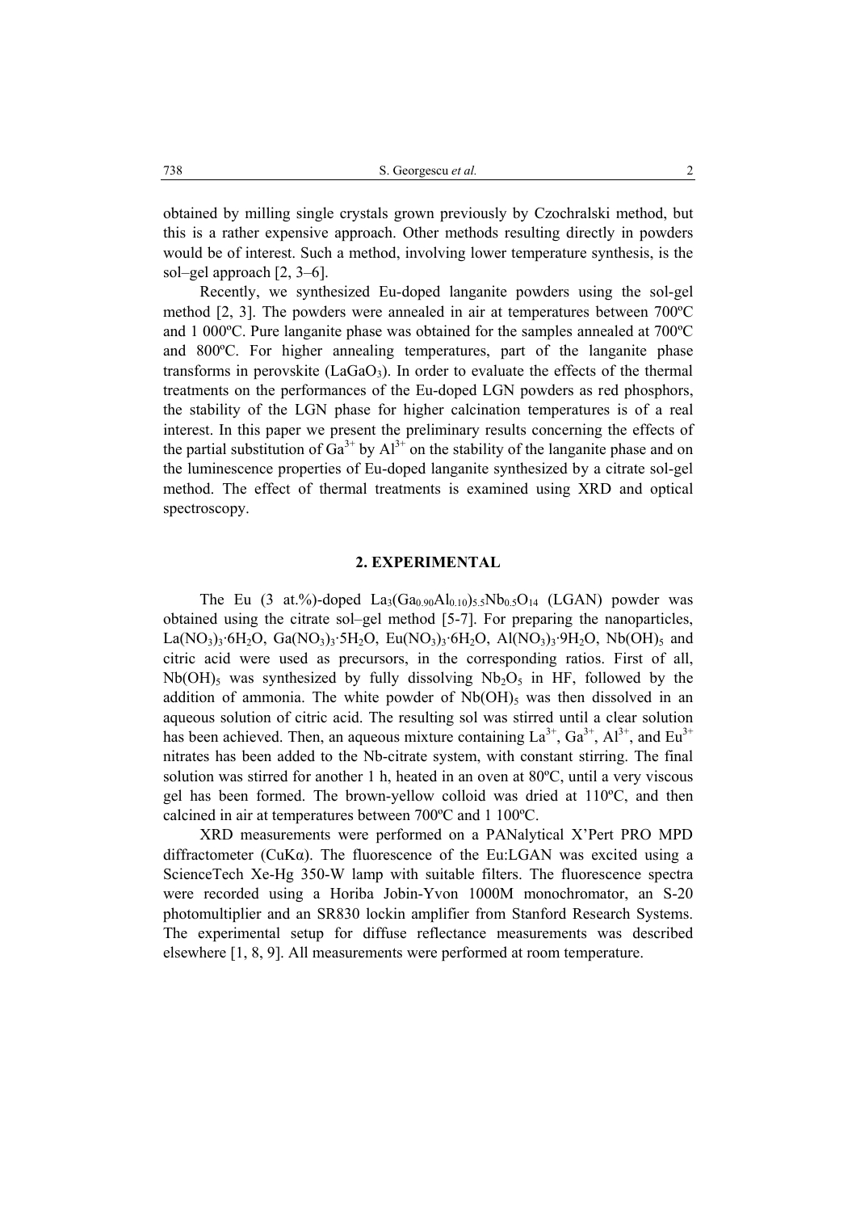obtained by milling single crystals grown previously by Czochralski method, but this is a rather expensive approach. Other methods resulting directly in powders would be of interest. Such a method, involving lower temperature synthesis, is the sol–gel approach [2, 3–6].

Recently, we synthesized Eu-doped langanite powders using the sol-gel method [2, 3]. The powders were annealed in air at temperatures between 700ºC and 1 000ºC. Pure langanite phase was obtained for the samples annealed at 700ºC and 800ºC. For higher annealing temperatures, part of the langanite phase transforms in perovskite ($LaGaO_3$). In order to evaluate the effects of the thermal treatments on the performances of the Eu-doped LGN powders as red phosphors, the stability of the LGN phase for higher calcination temperatures is of a real interest. In this paper we present the preliminary results concerning the effects of the partial substitution of $Ga^{3+}$ by $Al^{3+}$ on the stability of the langanite phase and on the luminescence properties of Eu-doped langanite synthesized by a citrate sol-gel method. The effect of thermal treatments is examined using XRD and optical spectroscopy.

## 2. EXPERIMENTAL

The Eu (3 at.%)-doped $La_3(Ga_{0.90}Al_{0.10})_{5.5}Nb_{0.5}O_{14}$ (LGAN) powder was obtained using the citrate sol–gel method [5-7]. For preparing the nanoparticles, $La(NO_3)_3{\cdot}6H_2O$, $Ga(NO_3)_3{\cdot}5H_2O$, $Eu(NO_3)_3{\cdot}6H_2O$, $Al(NO_3)_3{\cdot}9H_2O$, $Nb(OH)_5$ and citric acid were used as precursors, in the corresponding ratios. First of all, $Nb(OH)_5$ was synthesized by fully dissolving $Nb_2O_5$ in HF, followed by the addition of ammonia. The white powder of $Nb(OH)_5$ was then dissolved in an aqueous solution of citric acid. The resulting sol was stirred until a clear solution has been achieved. Then, an aqueous mixture containing $La^{3+}$, $Ga^{3+}$, $Al^{3+}$, and $Eu^{3+}$ nitrates has been added to the Nb-citrate system, with constant stirring. The final solution was stirred for another 1 h, heated in an oven at 80ºC, until a very viscous gel has been formed. The brown-yellow colloid was dried at 110ºC, and then calcined in air at temperatures between 700ºC and 1 100ºC.

XRD measurements were performed on a PANalytical X'Pert PRO MPD diffractometer (CuKα). The fluorescence of the Eu:LGAN was excited using a ScienceTech Xe-Hg 350-W lamp with suitable filters. The fluorescence spectra were recorded using a Horiba Jobin-Yvon 1000M monochromator, an S-20 photomultiplier and an SR830 lockin amplifier from Stanford Research Systems. The experimental setup for diffuse reflectance measurements was described elsewhere [1, 8, 9]. All measurements were performed at room temperature.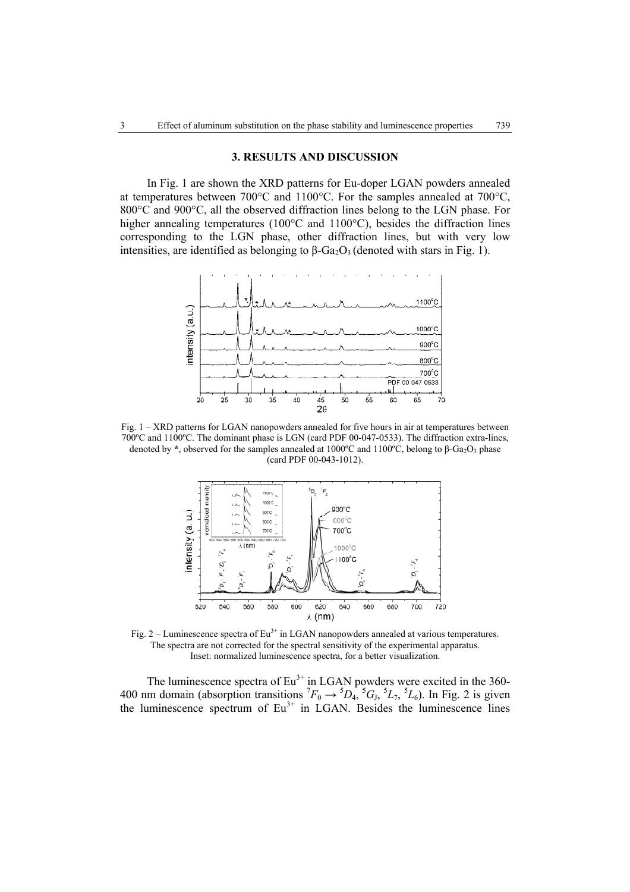## 3. RESULTS AND DISCUSSION

In Fig. 1 are shown the XRD patterns for Eu-doper LGAN powders annealed at temperatures between 700°C and 1100°C. For the samples annealed at 700°C, 800°C and 900°C, all the observed diffraction lines belong to the LGN phase. For higher annealing temperatures (100°C and 1100°C), besides the diffraction lines corresponding to the LGN phase, other diffraction lines, but with very low intensities, are identified as belonging to β-$Ga_2O_3$ (denoted with stars in Fig. 1).

Fig. 1 – XRD patterns for LGAN nanopowders annealed for five hours in air at temperatures between 700ºC and 1100ºC. The dominant phase is LGN (card PDF 00-047-0533). The diffraction extra-lines, denoted by **\***, observed for the samples annealed at 1000ºC and 1100ºC, belong to β-$Ga_2O_3$ phase (card PDF 00-043-1012).

Fig. 2 – Luminescence spectra of $Eu^{3+}$ in LGAN nanopowders annealed at various temperatures. The spectra are not corrected for the spectral sensitivity of the experimental apparatus. Inset: normalized luminescence spectra, for a better visualization.

The luminescence spectra of $Eu^{3+}$ in LGAN powders were excited in the 360-400 nm domain (absorption transitions $^7F_0 \rightarrow {}^5D_4, {}^5G_J, {}^5L_7, {}^5L_6$). In Fig. 2 is given the luminescence spectrum of $Eu^{3+}$ in LGAN. Besides the luminescence lines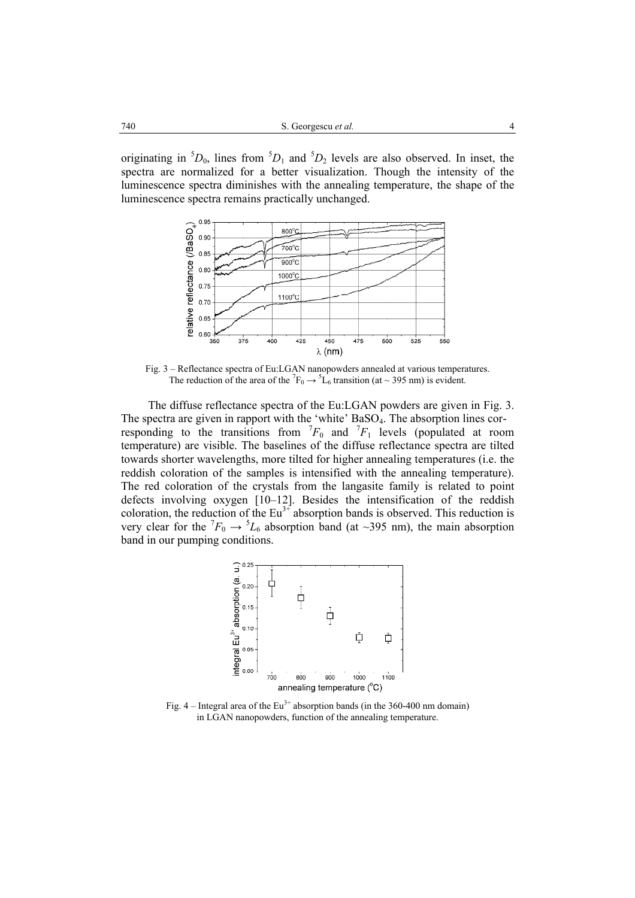originating in $^5D_0$, lines from $^5D_1$ and $^5D_2$ levels are also observed. In inset, the spectra are normalized for a better visualization. Though the intensity of the luminescence spectra diminishes with the annealing temperature, the shape of the luminescence spectra remains practically unchanged.

Fig. 3 – Reflectance spectra of Eu:LGAN nanopowders annealed at various temperatures. The reduction of the area of the $^7F_0 \rightarrow {^5L_6}$ transition (at ~ 395 nm) is evident.

The diffuse reflectance spectra of the Eu:LGAN powders are given in Fig. 3. The spectra are given in rapport with the 'white' $BaSO_4$. The absorption lines corresponding to the transitions from $^7F_0$ and $^7F_1$ levels (populated at room temperature) are visible. The baselines of the diffuse reflectance spectra are tilted towards shorter wavelengths, more tilted for higher annealing temperatures (i.e. the reddish coloration of the samples is intensified with the annealing temperature). The red coloration of the crystals from the langasite family is related to point defects involving oxygen [10–12]. Besides the intensification of the reddish coloration, the reduction of the $Eu^{3+}$ absorption bands is observed. This reduction is very clear for the $^7F_0 \rightarrow {^5L_6}$ absorption band (at ~395 nm), the main absorption band in our pumping conditions.

Fig. 4 – Integral area of the $Eu^{3+}$ absorption bands (in the 360-400 nm domain) in LGAN nanopowders, function of the annealing temperature.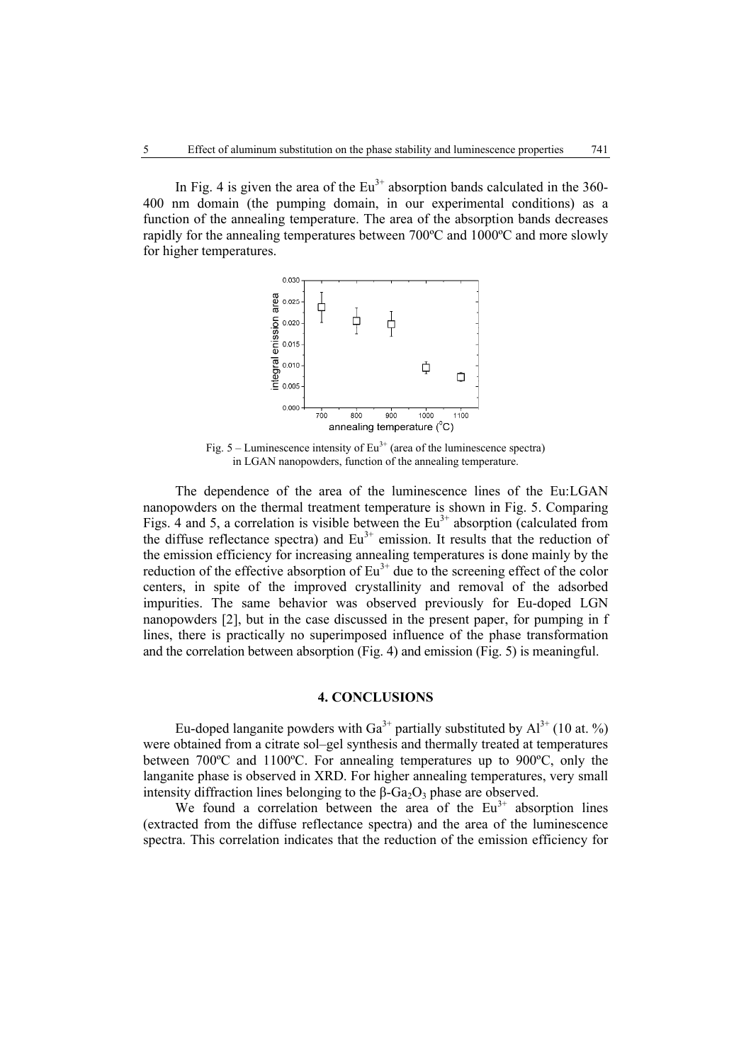In Fig. 4 is given the area of the $Eu^{3+}$ absorption bands calculated in the 360-400 nm domain (the pumping domain, in our experimental conditions) as a function of the annealing temperature. The area of the absorption bands decreases rapidly for the annealing temperatures between 700ºC and 1000ºC and more slowly for higher temperatures.

Fig. 5 – Luminescence intensity of $Eu^{3+}$ (area of the luminescence spectra) in LGAN nanopowders, function of the annealing temperature.

The dependence of the area of the luminescence lines of the Eu:LGAN nanopowders on the thermal treatment temperature is shown in Fig. 5. Comparing Figs. 4 and 5, a correlation is visible between the $Eu^{3+}$ absorption (calculated from the diffuse reflectance spectra) and $Eu^{3+}$ emission. It results that the reduction of the emission efficiency for increasing annealing temperatures is done mainly by the reduction of the effective absorption of $Eu^{3+}$ due to the screening effect of the color centers, in spite of the improved crystallinity and removal of the adsorbed impurities. The same behavior was observed previously for Eu-doped LGN nanopowders [2], but in the case discussed in the present paper, for pumping in f lines, there is practically no superimposed influence of the phase transformation and the correlation between absorption (Fig. 4) and emission (Fig. 5) is meaningful.

## 4. CONCLUSIONS

Eu-doped langanite powders with $Ga^{3+}$ partially substituted by $Al^{3+}$ (10 at. %) were obtained from a citrate sol–gel synthesis and thermally treated at temperatures between 700ºC and 1100ºC. For annealing temperatures up to 900ºC, only the langanite phase is observed in XRD. For higher annealing temperatures, very small intensity diffraction lines belonging to the β-$Ga_2O_3$ phase are observed.

We found a correlation between the area of the $Eu^{3+}$ absorption lines (extracted from the diffuse reflectance spectra) and the area of the luminescence spectra. This correlation indicates that the reduction of the emission efficiency for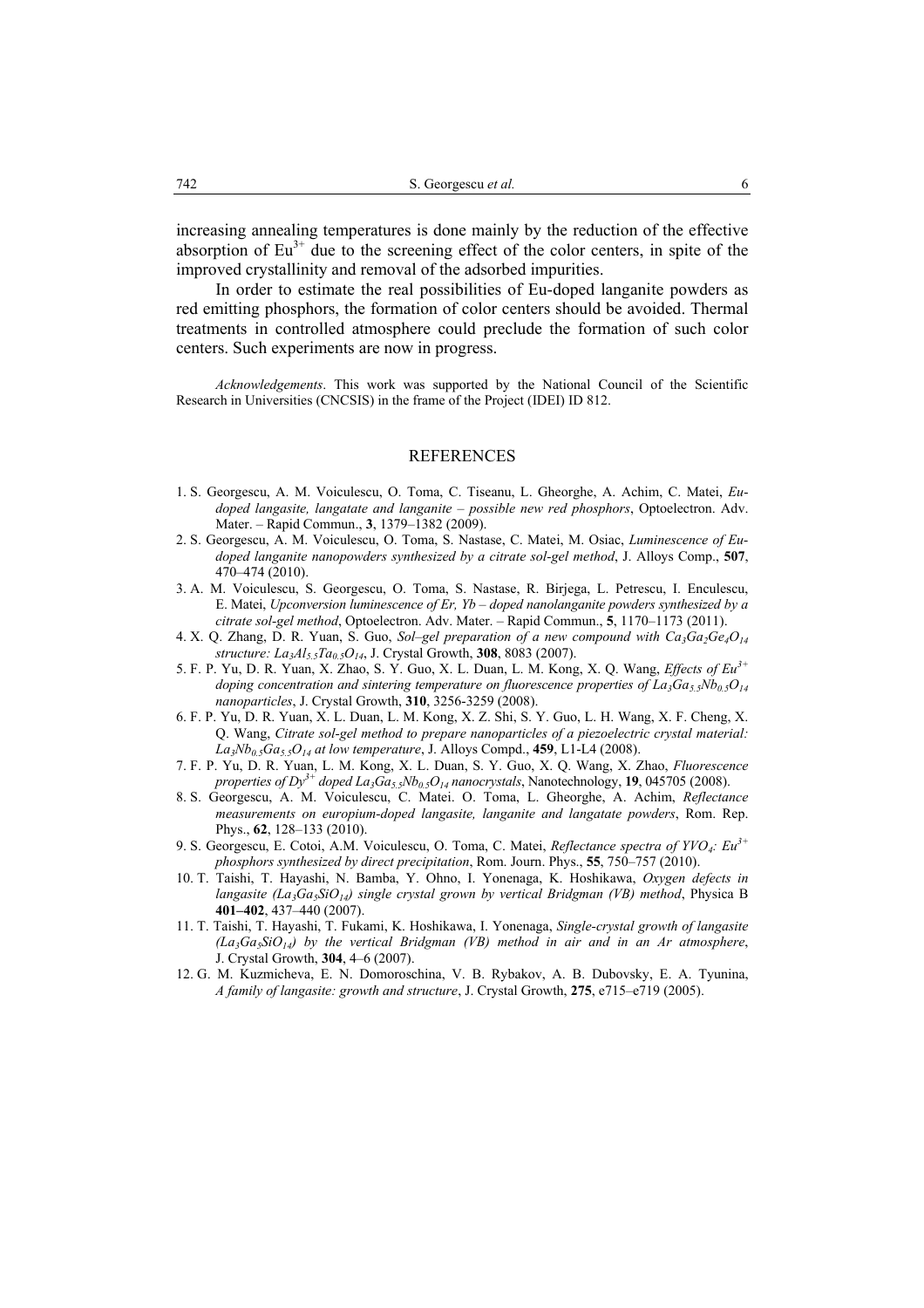increasing annealing temperatures is done mainly by the reduction of the effective absorption of $Eu^{3+}$ due to the screening effect of the color centers, in spite of the improved crystallinity and removal of the adsorbed impurities.

In order to estimate the real possibilities of Eu-doped langanite powders as red emitting phosphors, the formation of color centers should be avoided. Thermal treatments in controlled atmosphere could preclude the formation of such color centers. Such experiments are now in progress.

*Acknowledgements*. This work was supported by the National Council of the Scientific Research in Universities (CNCSIS) in the frame of the Project (IDEI) ID 812.

## REFERENCES

1. S. Georgescu, A. M. Voiculescu, O. Toma, C. Tiseanu, L. Gheorghe, A. Achim, C. Matei, *Eu-doped langasite, langatate and langanite – possible new red phosphors*, Optoelectron. Adv. Mater. – Rapid Commun., **3**, 1379–1382 (2009).
2. S. Georgescu, A. M. Voiculescu, O. Toma, S. Nastase, C. Matei, M. Osiac, *Luminescence of Eu-doped langanite nanopowders synthesized by a citrate sol-gel method*, J. Alloys Comp., **507**, 470–474 (2010).
3. A. M. Voiculescu, S. Georgescu, O. Toma, S. Nastase, R. Birjega, L. Petrescu, I. Enculescu, E. Matei, *Upconversion luminescence of Er, Yb – doped nanolanganite powders synthesized by a citrate sol-gel method*, Optoelectron. Adv. Mater. – Rapid Commun., **5**, 1170–1173 (2011).
4. X. Q. Zhang, D. R. Yuan, S. Guo, *Sol–gel preparation of a new compound with $Ca_3Ga_2Ge_4O_{14}$ structure: $La_3Al_{5.5}Ta_{0.5}O_{14}$*, J. Crystal Growth, **308**, 8083 (2007).
5. F. P. Yu, D. R. Yuan, X. Zhao, S. Y. Guo, X. L. Duan, L. M. Kong, X. Q. Wang, *Effects of $Eu^{3+}$ doping concentration and sintering temperature on fluorescence properties of $La_3Ga_{5.5}Nb_{0.5}O_{14}$ nanoparticles*, J. Crystal Growth, **310**, 3256-3259 (2008).
6. F. P. Yu, D. R. Yuan, X. L. Duan, L. M. Kong, X. Z. Shi, S. Y. Guo, L. H. Wang, X. F. Cheng, X. Q. Wang, *Citrate sol-gel method to prepare nanoparticles of a piezoelectric crystal material: $La_3Nb_{0.5}Ga_{5.5}O_{14}$ at low temperature*, J. Alloys Compd., **459**, L1-L4 (2008).
7. F. P. Yu, D. R. Yuan, L. M. Kong, X. L. Duan, S. Y. Guo, X. Q. Wang, X. Zhao, *Fluorescence properties of $Dy^{3+}$ doped $La_3Ga_{5.5}Nb_{0.5}O_{14}$ nanocrystals*, Nanotechnology, **19**, 045705 (2008).
8. S. Georgescu, A. M. Voiculescu, C. Matei. O. Toma, L. Gheorghe, A. Achim, *Reflectance measurements on europium-doped langasite, langanite and langatate powders*, Rom. Rep. Phys., **62**, 128–133 (2010).
9. S. Georgescu, E. Cotoi, A.M. Voiculescu, O. Toma, C. Matei, *Reflectance spectra of $YVO_4$: $Eu^{3+}$ phosphors synthesized by direct precipitation*, Rom. Journ. Phys., **55**, 750–757 (2010).
10. T. Taishi, T. Hayashi, N. Bamba, Y. Ohno, I. Yonenaga, K. Hoshikawa, *Oxygen defects in langasite ($La_3Ga_5SiO_{14}$) single crystal grown by vertical Bridgman (VB) method*, Physica B **401–402**, 437–440 (2007).
11. T. Taishi, T. Hayashi, T. Fukami, K. Hoshikawa, I. Yonenaga, *Single-crystal growth of langasite ($La_3Ga_5SiO_{14}$) by the vertical Bridgman (VB) method in air and in an Ar atmosphere*, J. Crystal Growth, **304**, 4–6 (2007).
12. G. M. Kuzmicheva, E. N. Domoroschina, V. B. Rybakov, A. B. Dubovsky, E. A. Tyunina, *A family of langasite: growth and structure*, J. Crystal Growth, **275**, e715–e719 (2005).